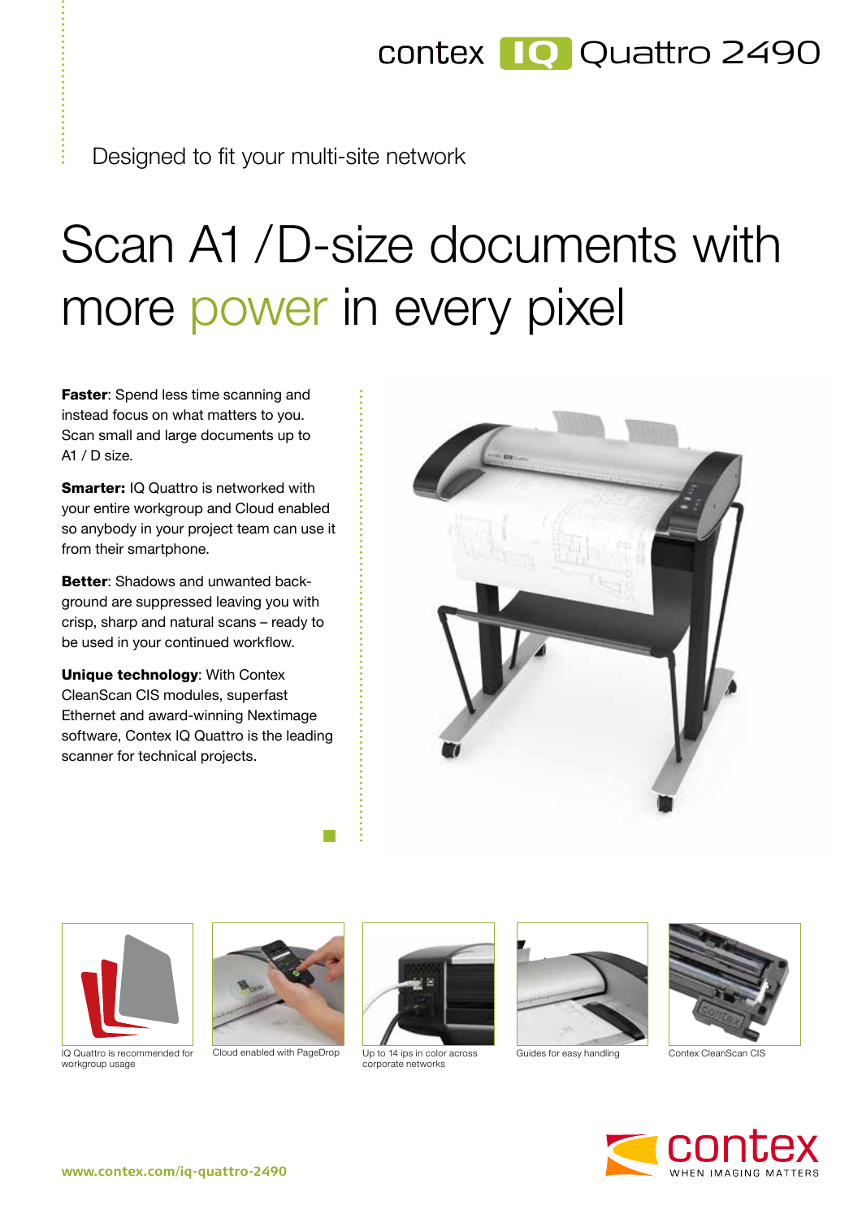contex IQ Quattro 2490

Designed to fit your multi-site network

# Scan A1 /D-size documents with more power in every pixel

**Faster**: Spend less time scanning and instead focus on what matters to you. Scan small and large documents up to A1 / D size.

**Smarter:** IQ Quattro is networked with your entire workgroup and Cloud enabled so anybody in your project team can use it from their smartphone.

**Better**: Shadows and unwanted background are suppressed leaving you with crisp, sharp and natural scans – ready to be used in your continued workflow.

**Unique technology**: With Contex CleanScan CIS modules, superfast Ethernet and award-winning Nextimage software, Contex IQ Quattro is the leading scanner for technical projects.

IQ Quattro is recommended for workgroup usage

Cloud enabled with PageDrop

Up to 14 ips in color across corporate networks

Guides for easy handling

Contex CleanScan CIS

contex WHEN IMAGING MATTERS

www.contex.com/iq-quattro-2490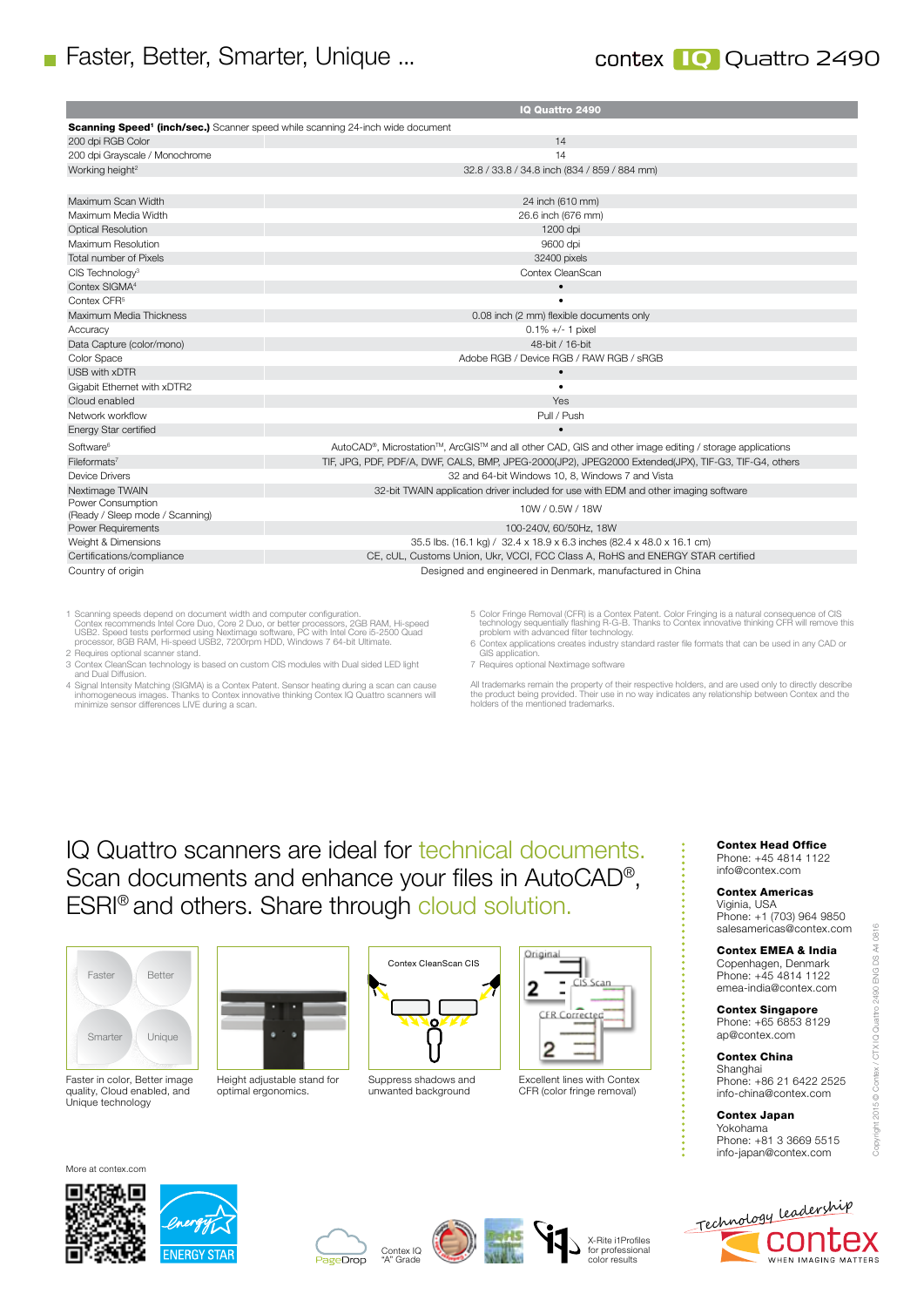# Faster, Better, Smarter, Unique ...

contex IQ Quattro 2490

| | IQ Quattro 2490 |
|---|---|
| **Scanning Speed[1] (inch/sec.)** Scanner speed while scanning 24-inch wide document | |
| 200 dpi RGB Color | 14 |
| 200 dpi Grayscale / Monochrome | 14 |
| Working height[2] | 32.8 / 33.8 / 34.8 inch (834 / 859 / 884 mm) |
| | |
| Maximum Scan Width | 24 inch (610 mm) |
| Maximum Media Width | 26.6 inch (676 mm) |
| Optical Resolution | 1200 dpi |
| Maximum Resolution | 9600 dpi |
| Total number of Pixels | 32400 pixels |
| CIS Technology[3] | Contex CleanScan |
| Contex SIGMA[4] | • |
| Contex CFR[5] | • |
| Maximum Media Thickness | 0.08 inch (2 mm) flexible documents only |
| Accuracy | 0.1% +/- 1 pixel |
| Data Capture (color/mono) | 48-bit / 16-bit |
| Color Space | Adobe RGB / Device RGB / RAW RGB / sRGB |
| USB with xDTR | • |
| Gigabit Ethernet with xDTR2 | • |
| Cloud enabled | Yes |
| Network workflow | Pull / Push |
| Energy Star certified | • |
| Software[6] | AutoCAD®, Microstation™, ArcGIS™ and all other CAD, GIS and other image editing / storage applications |
| Fileformats[7] | TIF, JPG, PDF, PDF/A, DWF, CALS, BMP, JPEG-2000(JP2), JPEG2000 Extended(JPX), TIF-G3, TIF-G4, others |
| Device Drivers | 32 and 64-bit Windows 10, 8, Windows 7 and Vista |
| Nextimage TWAIN | 32-bit TWAIN application driver included for use with EDM and other imaging software |
| Power Consumption (Ready / Sleep mode / Scanning) | 10W / 0.5W / 18W |
| Power Requirements | 100-240V, 60/50Hz, 18W |
| Weight & Dimensions | 35.5 lbs. (16.1 kg) / 32.4 x 18.9 x 6.3 inches (82.4 x 48.0 x 16.1 cm) |
| Certifications/compliance | CE, cUL, Customs Union, Ukr, VCCI, FCC Class A, RoHS and ENERGY STAR certified |
| Country of origin | Designed and engineered in Denmark, manufactured in China |

1 Scanning speeds depend on document width and computer configuration. Contex recommends Intel Core Duo, Core 2 Duo, or better processors, 2GB RAM, Hi-speed USB2. Speed tests performed using Nextimage software, PC with Intel Core i5-2500 Quad processor, 8GB RAM, Hi-speed USB2, 7200rpm HDD, Windows 7 64-bit Ultimate.
2 Requires optional scanner stand.
3 Contex CleanScan technology is based on custom CIS modules with Dual sided LED light and Dual Diffusion.
4 Signal Intensity Matching (SIGMA) is a Contex Patent. Sensor heating during a scan can cause inhomogeneous images. Thanks to Contex innovative thinking Contex IQ Quattro scanners will minimize sensor differences LIVE during a scan.
5 Color Fringe Removal (CFR) is a Contex Patent. Color Fringing is a natural consequence of CIS technology sequentially flashing R-G-B. Thanks to Contex innovative thinking CFR will remove this problem with advanced filter technology.
6 Contex applications creates industry standard raster file formats that can be used in any CAD or GIS application.
7 Requires optional Nextimage software

All trademarks remain the property of their respective holders, and are used only to directly describe the product being provided. Their use in no way indicates any relationship between Contex and the holders of the mentioned trademarks.

## IQ Quattro scanners are ideal for technical documents. Scan documents and enhance your files in AutoCAD®, ESRI® and others. Share through cloud solution.

Faster, Better, Smarter, Unique

Faster in color, Better image quality, Cloud enabled, and Unique technology

Height adjustable stand for optimal ergonomics.

Contex CleanScan CIS

Suppress shadows and unwanted background

Original

CIS Scan

CFR Corrected

Excellent lines with Contex CFR (color fringe removal)

**Contex Head Office**
Phone: +45 4814 1122
info@contex.com

**Contex Americas**
Viginia, USA
Phone: +1 (703) 964 9850
salesamericas@contex.com

**Contex EMEA & India**
Copenhagen, Denmark
Phone: +45 4814 1122
emea-india@contex.com

**Contex Singapore**
Phone: +65 6853 8129
ap@contex.com

**Contex China**
Shanghai
Phone: +86 21 6422 2525
info-china@contex.com

**Contex Japan**
Yokohama
Phone: +81 3 3669 5515
info-japan@contex.com

Copyright 2015 © Contex / CTX IQ Quattro 2490 ENG DS A4 0816

More at contex.com

ENERGY STAR

PageDrop

Contex IQ "A" Grade

X-Rite i1Profiles for professional color results

Technology leadership

contex WHEN IMAGING MATTERS